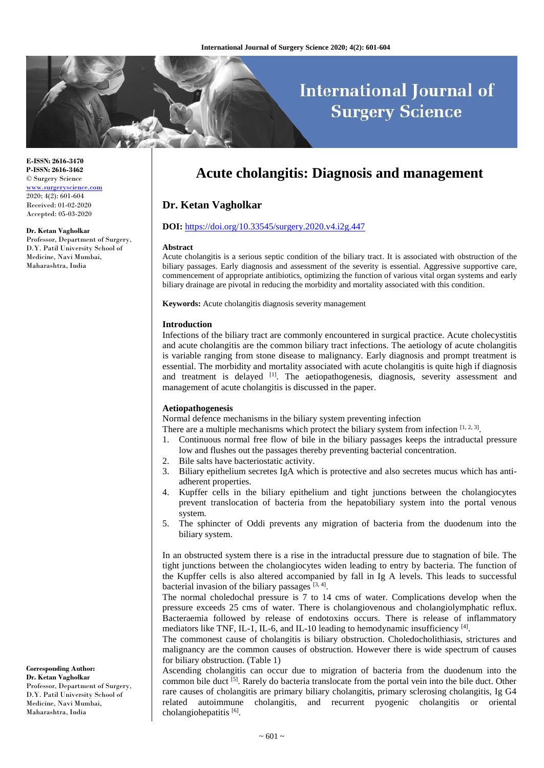**E-ISSN: 2616-3470**
**P-ISSN: 2616-3462**
© Surgery Science
www.surgeryscience.com
2020; 4(2): 601-604
Received: 01-02-2020
Accepted: 05-03-2020

**Dr. Ketan Vagholkar**
Professor, Department of Surgery, D.Y. Patil University School of Medicine, Navi Mumbai, Maharashtra, India

**Corresponding Author:**
**Dr. Ketan Vagholkar**
Professor, Department of Surgery, D.Y. Patil University School of Medicine, Navi Mumbai, Maharashtra, India

# Acute cholangitis: Diagnosis and management

## Dr. Ketan Vagholkar

**DOI:** https://doi.org/10.33545/surgery.2020.v4.i2g.447

### Abstract

Acute cholangitis is a serious septic condition of the biliary tract. It is associated with obstruction of the biliary passages. Early diagnosis and assessment of the severity is essential. Aggressive supportive care, commencement of appropriate antibiotics, optimizing the function of various vital organ systems and early biliary drainage are pivotal in reducing the morbidity and mortality associated with this condition.

**Keywords:** Acute cholangitis diagnosis severity management

### Introduction

Infections of the biliary tract are commonly encountered in surgical practice. Acute cholecystitis and acute cholangitis are the common biliary tract infections. The aetiology of acute cholangitis is variable ranging from stone disease to malignancy. Early diagnosis and prompt treatment is essential. The morbidity and mortality associated with acute cholangitis is quite high if diagnosis and treatment is delayed [1]. The aetiopathogenesis, diagnosis, severity assessment and management of acute cholangitis is discussed in the paper.

### Aetiopathogenesis

Normal defence mechanisms in the biliary system preventing infection

There are a multiple mechanisms which protect the biliary system from infection [1, 2, 3].

1. Continuous normal free flow of bile in the biliary passages keeps the intraductal pressure low and flushes out the passages thereby preventing bacterial concentration.
2. Bile salts have bacteriostatic activity.
3. Biliary epithelium secretes IgA which is protective and also secretes mucus which has anti-adherent properties.
4. Kupffer cells in the biliary epithelium and tight junctions between the cholangiocytes prevent translocation of bacteria from the hepatobiliary system into the portal venous system.
5. The sphincter of Oddi prevents any migration of bacteria from the duodenum into the biliary system.

In an obstructed system there is a rise in the intraductal pressure due to stagnation of bile. The tight junctions between the cholangiocytes widen leading to entry by bacteria. The function of the Kupffer cells is also altered accompanied by fall in Ig A levels. This leads to successful bacterial invasion of the biliary passages [3, 4].

The normal choledochal pressure is 7 to 14 cms of water. Complications develop when the pressure exceeds 25 cms of water. There is cholangiovenous and cholangiolymphatic reflux. Bacteraemia followed by release of endotoxins occurs. There is release of inflammatory mediators like TNF, IL-1, IL-6, and IL-10 leading to hemodynamic insufficiency [4].

The commonest cause of cholangitis is biliary obstruction. Choledocholithiasis, strictures and malignancy are the common causes of obstruction. However there is wide spectrum of causes for biliary obstruction. (Table 1)

Ascending cholangitis can occur due to migration of bacteria from the duodenum into the common bile duct [5]. Rarely do bacteria translocate from the portal vein into the bile duct. Other rare causes of cholangitis are primary biliary cholangitis, primary sclerosing cholangitis, Ig G4 related autoimmune cholangitis, and recurrent pyogenic cholangitis or oriental cholangiohepatitis [6].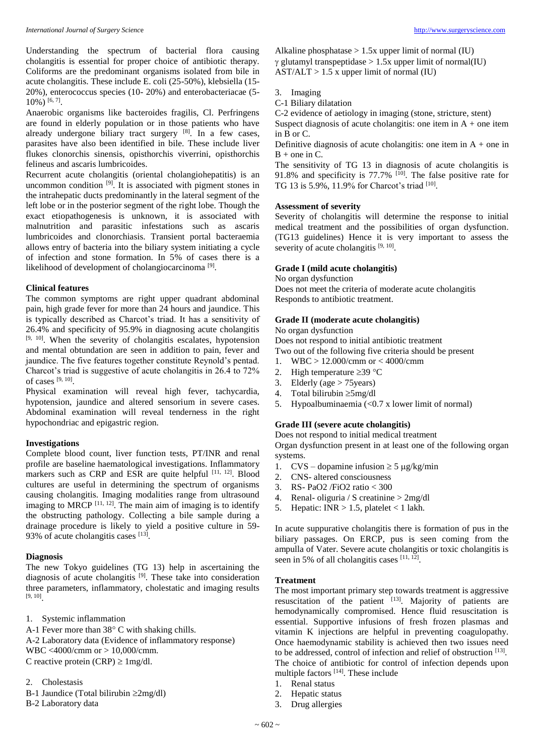Understanding the spectrum of bacterial flora causing cholangitis is essential for proper choice of antibiotic therapy. Coliforms are the predominant organisms isolated from bile in acute cholangitis. These include E. coli (25-50%), klebsiella (15-20%), enterococcus species (10- 20%) and enterobacteriacae (5-10%) [6, 7].

Anaerobic organisms like bacteroides fragilis, Cl. Perfringens are found in elderly population or in those patients who have already undergone biliary tract surgery [8]. In a few cases, parasites have also been identified in bile. These include liver flukes clonorchis sinensis, opisthorchis viverrini, opisthorchis felineus and ascaris lumbricoides.

Recurrent acute cholangitis (oriental cholangiohepatitis) is an uncommon condition [9]. It is associated with pigment stones in the intrahepatic ducts predominantly in the lateral segment of the left lobe or in the posterior segment of the right lobe. Though the exact etiopathogenesis is unknown, it is associated with malnutrition and parasitic infestations such as ascaris lumbricoides and clonorchiasis. Transient portal bacteraemia allows entry of bacteria into the biliary system initiating a cycle of infection and stone formation. In 5% of cases there is a likelihood of development of cholangiocarcinoma [9].

**Clinical features**

The common symptoms are right upper quadrant abdominal pain, high grade fever for more than 24 hours and jaundice. This is typically described as Charcot's triad. It has a sensitivity of 26.4% and specificity of 95.9% in diagnosing acute cholangitis [9, 10]. When the severity of cholangitis escalates, hypotension and mental obtundation are seen in addition to pain, fever and jaundice. The five features together constitute Reynold's pentad. Charcot's triad is suggestive of acute cholangitis in 26.4 to 72% of cases [9, 10].

Physical examination will reveal high fever, tachycardia, hypotension, jaundice and altered sensorium in severe cases. Abdominal examination will reveal tenderness in the right hypochondriac and epigastric region.

**Investigations**

Complete blood count, liver function tests, PT/INR and renal profile are baseline haematological investigations. Inflammatory markers such as CRP and ESR are quite helpful [11, 12]. Blood cultures are useful in determining the spectrum of organisms causing cholangitis. Imaging modalities range from ultrasound imaging to MRCP [11, 12]. The main aim of imaging is to identify the obstructing pathology. Collecting a bile sample during a drainage procedure is likely to yield a positive culture in 59-93% of acute cholangitis cases [13].

**Diagnosis**

The new Tokyo guidelines (TG 13) help in ascertaining the diagnosis of acute cholangitis [9]. These take into consideration three parameters, inflammatory, cholestatic and imaging results [9, 10].

1. Systemic inflammation

A-1 Fever more than 38° C with shaking chills.
A-2 Laboratory data (Evidence of inflammatory response)
WBC <4000/cmm or > 10,000/cmm.
C reactive protein (CRP) ≥ 1mg/dl.

2. Cholestasis

B-1 Jaundice (Total bilirubin ≥2mg/dl)
B-2 Laboratory data
Alkaline phosphatase > 1.5x upper limit of normal (IU)
γ glutamyl transpeptidase > 1.5x upper limit of normal(IU)
AST/ALT > 1.5 x upper limit of normal (IU)

3. Imaging

C-1 Biliary dilatation
C-2 evidence of aetiology in imaging (stone, stricture, stent)
Suspect diagnosis of acute cholangitis: one item in A + one item in B or C.
Definitive diagnosis of acute cholangitis: one item in A + one in B + one in C.
The sensitivity of TG 13 in diagnosis of acute cholangitis is 91.8% and specificity is 77.7% [10]. The false positive rate for TG 13 is 5.9%, 11.9% for Charcot's triad [10].

**Assessment of severity**

Severity of cholangitis will determine the response to initial medical treatment and the possibilities of organ dysfunction. (TG13 guidelines) Hence it is very important to assess the severity of acute cholangitis [9, 10].

**Grade I (mild acute cholangitis)**

No organ dysfunction
Does not meet the criteria of moderate acute cholangitis
Responds to antibiotic treatment.

**Grade II (moderate acute cholangitis)**

No organ dysfunction
Does not respond to initial antibiotic treatment
Two out of the following five criteria should be present

1. WBC > 12.000/cmm or < 4000/cmm
2. High temperature ≥39 °C
3. Elderly (age > 75years)
4. Total bilirubin ≥5mg/dl
5. Hypoalbuminaemia (<0.7 x lower limit of normal)

**Grade III (severe acute cholangitis)**

Does not respond to initial medical treatment
Organ dysfunction present in at least one of the following organ systems.

1. CVS – dopamine infusion ≥ 5 μg/kg/min
2. CNS- altered consciousness
3. RS- PaO2 /FiO2 ratio < 300
4. Renal- oliguria / S creatinine > 2mg/dl
5. Hepatic: INR > 1.5, platelet < 1 lakh.

In acute suppurative cholangitis there is formation of pus in the biliary passages. On ERCP, pus is seen coming from the ampulla of Vater. Severe acute cholangitis or toxic cholangitis is seen in 5% of all cholangitis cases [11, 12].

**Treatment**

The most important primary step towards treatment is aggressive resuscitation of the patient [13]. Majority of patients are hemodynamically compromised. Hence fluid resuscitation is essential. Supportive infusions of fresh frozen plasmas and vitamin K injections are helpful in preventing coagulopathy. Once haemodynamic stability is achieved then two issues need to be addressed, control of infection and relief of obstruction [13]. The choice of antibiotic for control of infection depends upon multiple factors [14]. These include

1. Renal status
2. Hepatic status
3. Drug allergies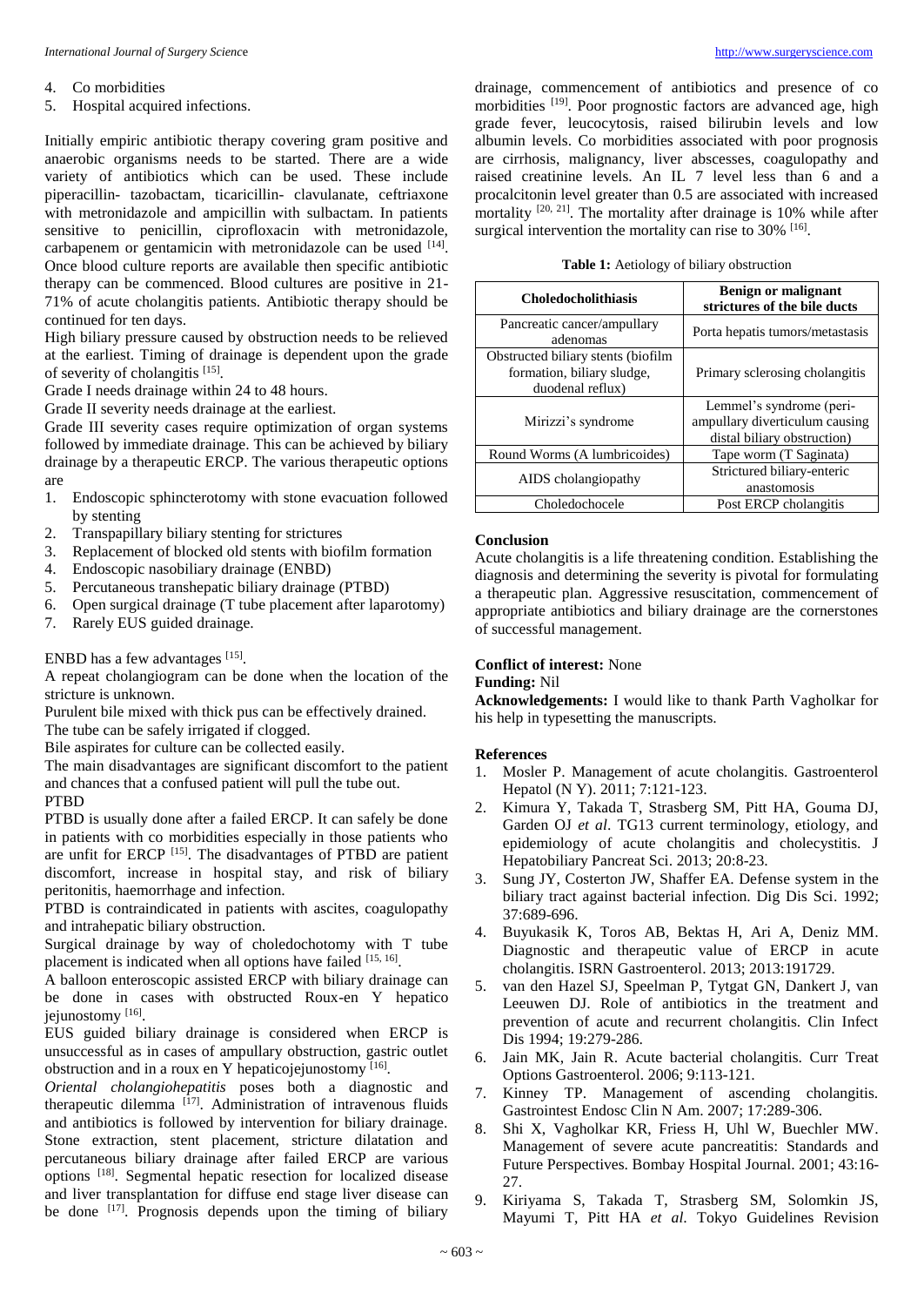4. Co morbidities
5. Hospital acquired infections.

Initially empiric antibiotic therapy covering gram positive and anaerobic organisms needs to be started. There are a wide variety of antibiotics which can be used. These include piperacillin- tazobactam, ticaricillin- clavulanate, ceftriaxone with metronidazole and ampicillin with sulbactam. In patients sensitive to penicillin, ciprofloxacin with metronidazole, carbapenem or gentamicin with metronidazole can be used [14]. Once blood culture reports are available then specific antibiotic therapy can be commenced. Blood cultures are positive in 21-71% of acute cholangitis patients. Antibiotic therapy should be continued for ten days.

High biliary pressure caused by obstruction needs to be relieved at the earliest. Timing of drainage is dependent upon the grade of severity of cholangitis [15].

Grade I needs drainage within 24 to 48 hours.

Grade II severity needs drainage at the earliest.

Grade III severity cases require optimization of organ systems followed by immediate drainage. This can be achieved by biliary drainage by a therapeutic ERCP. The various therapeutic options are

1. Endoscopic sphincterotomy with stone evacuation followed by stenting
2. Transpapillary biliary stenting for strictures
3. Replacement of blocked old stents with biofilm formation
4. Endoscopic nasobiliary drainage (ENBD)
5. Percutaneous transhepatic biliary drainage (PTBD)
6. Open surgical drainage (T tube placement after laparotomy)
7. Rarely EUS guided drainage.

ENBD has a few advantages [15].

A repeat cholangiogram can be done when the location of the stricture is unknown.

Purulent bile mixed with thick pus can be effectively drained.

The tube can be safely irrigated if clogged.

Bile aspirates for culture can be collected easily.

The main disadvantages are significant discomfort to the patient and chances that a confused patient will pull the tube out.

PTBD

PTBD is usually done after a failed ERCP. It can safely be done in patients with co morbidities especially in those patients who are unfit for ERCP [15]. The disadvantages of PTBD are patient discomfort, increase in hospital stay, and risk of biliary peritonitis, haemorrhage and infection.

PTBD is contraindicated in patients with ascites, coagulopathy and intrahepatic biliary obstruction.

Surgical drainage by way of choledochotomy with T tube placement is indicated when all options have failed [15, 16].

A balloon enteroscopic assisted ERCP with biliary drainage can be done in cases with obstructed Roux-en Y hepatico jejunostomy [16].

EUS guided biliary drainage is considered when ERCP is unsuccessful as in cases of ampullary obstruction, gastric outlet obstruction and in a roux en Y hepaticojejunostomy [16].

*Oriental cholangiohepatitis* poses both a diagnostic and therapeutic dilemma [17]. Administration of intravenous fluids and antibiotics is followed by intervention for biliary drainage. Stone extraction, stent placement, stricture dilatation and percutaneous biliary drainage after failed ERCP are various options [18]. Segmental hepatic resection for localized disease and liver transplantation for diffuse end stage liver disease can be done [17]. Prognosis depends upon the timing of biliary drainage, commencement of antibiotics and presence of co morbidities [19]. Poor prognostic factors are advanced age, high grade fever, leucocytosis, raised bilirubin levels and low albumin levels. Co morbidities associated with poor prognosis are cirrhosis, malignancy, liver abscesses, coagulopathy and raised creatinine levels. An IL 7 level less than 6 and a procalcitonin level greater than 0.5 are associated with increased mortality [20, 21]. The mortality after drainage is 10% while after surgical intervention the mortality can rise to 30% [16].

**Table 1:** Aetiology of biliary obstruction

| Choledocholithiasis | Benign or malignant strictures of the bile ducts |
|---|---|
| Pancreatic cancer/ampullary adenomas | Porta hepatis tumors/metastasis |
| Obstructed biliary stents (biofilm formation, biliary sludge, duodenal reflux) | Primary sclerosing cholangitis |
| Mirizzi's syndrome | Lemmel's syndrome (peri-ampullary diverticulum causing distal biliary obstruction) |
| Round Worms (A lumbricoides) | Tape worm (T Saginata) |
| AIDS cholangiopathy | Strictured biliary-enteric anastomosis |
| Choledochocele | Post ERCP cholangitis |

## Conclusion

Acute cholangitis is a life threatening condition. Establishing the diagnosis and determining the severity is pivotal for formulating a therapeutic plan. Aggressive resuscitation, commencement of appropriate antibiotics and biliary drainage are the cornerstones of successful management.

**Conflict of interest:** None

**Funding:** Nil

**Acknowledgements:** I would like to thank Parth Vagholkar for his help in typesetting the manuscripts.

## References

1. Mosler P. Management of acute cholangitis. Gastroenterol Hepatol (N Y). 2011; 7:121-123.
2. Kimura Y, Takada T, Strasberg SM, Pitt HA, Gouma DJ, Garden OJ *et al*. TG13 current terminology, etiology, and epidemiology of acute cholangitis and cholecystitis. J Hepatobiliary Pancreat Sci. 2013; 20:8-23.
3. Sung JY, Costerton JW, Shaffer EA. Defense system in the biliary tract against bacterial infection. Dig Dis Sci. 1992; 37:689-696.
4. Buyukasik K, Toros AB, Bektas H, Ari A, Deniz MM. Diagnostic and therapeutic value of ERCP in acute cholangitis. ISRN Gastroenterol. 2013; 2013:191729.
5. van den Hazel SJ, Speelman P, Tytgat GN, Dankert J, van Leeuwen DJ. Role of antibiotics in the treatment and prevention of acute and recurrent cholangitis. Clin Infect Dis 1994; 19:279-286.
6. Jain MK, Jain R. Acute bacterial cholangitis. Curr Treat Options Gastroenterol. 2006; 9:113-121.
7. Kinney TP. Management of ascending cholangitis. Gastrointest Endosc Clin N Am. 2007; 17:289-306.
8. Shi X, Vagholkar KR, Friess H, Uhl W, Buechler MW. Management of severe acute pancreatitis: Standards and Future Perspectives. Bombay Hospital Journal. 2001; 43:16-27.
9. Kiriyama S, Takada T, Strasberg SM, Solomkin JS, Mayumi T, Pitt HA *et al*. Tokyo Guidelines Revision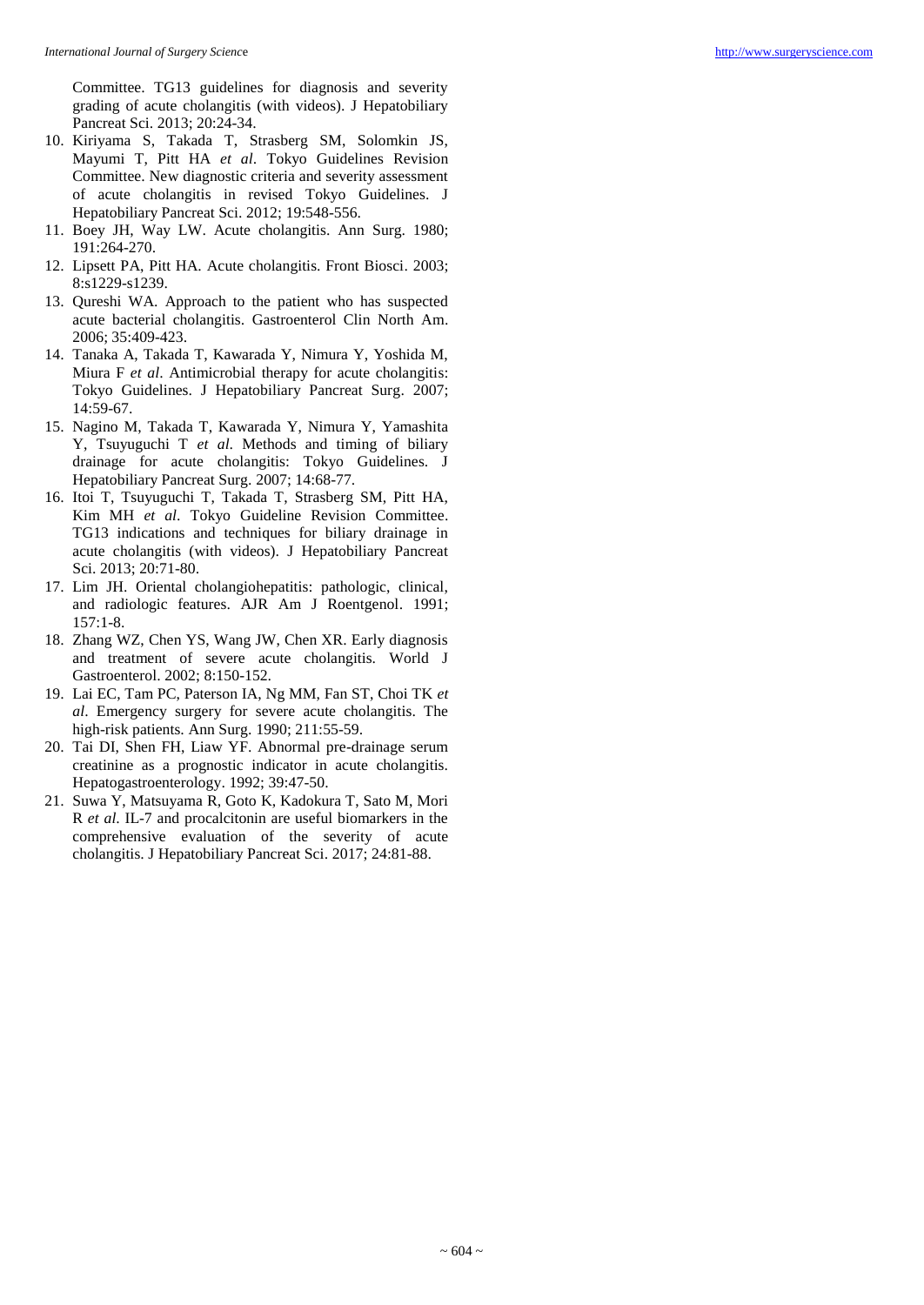Committee. TG13 guidelines for diagnosis and severity grading of acute cholangitis (with videos). J Hepatobiliary Pancreat Sci. 2013; 20:24-34.

10. Kiriyama S, Takada T, Strasberg SM, Solomkin JS, Mayumi T, Pitt HA *et al*. Tokyo Guidelines Revision Committee. New diagnostic criteria and severity assessment of acute cholangitis in revised Tokyo Guidelines. J Hepatobiliary Pancreat Sci. 2012; 19:548-556.
11. Boey JH, Way LW. Acute cholangitis. Ann Surg. 1980; 191:264-270.
12. Lipsett PA, Pitt HA. Acute cholangitis. Front Biosci. 2003; 8:s1229-s1239.
13. Qureshi WA. Approach to the patient who has suspected acute bacterial cholangitis. Gastroenterol Clin North Am. 2006; 35:409-423.
14. Tanaka A, Takada T, Kawarada Y, Nimura Y, Yoshida M, Miura F *et al*. Antimicrobial therapy for acute cholangitis: Tokyo Guidelines. J Hepatobiliary Pancreat Surg. 2007; 14:59-67.
15. Nagino M, Takada T, Kawarada Y, Nimura Y, Yamashita Y, Tsuyuguchi T *et al*. Methods and timing of biliary drainage for acute cholangitis: Tokyo Guidelines. J Hepatobiliary Pancreat Surg. 2007; 14:68-77.
16. Itoi T, Tsuyuguchi T, Takada T, Strasberg SM, Pitt HA, Kim MH *et al*. Tokyo Guideline Revision Committee. TG13 indications and techniques for biliary drainage in acute cholangitis (with videos). J Hepatobiliary Pancreat Sci. 2013; 20:71-80.
17. Lim JH. Oriental cholangiohepatitis: pathologic, clinical, and radiologic features. AJR Am J Roentgenol. 1991; 157:1-8.
18. Zhang WZ, Chen YS, Wang JW, Chen XR. Early diagnosis and treatment of severe acute cholangitis. World J Gastroenterol. 2002; 8:150-152.
19. Lai EC, Tam PC, Paterson IA, Ng MM, Fan ST, Choi TK *et al*. Emergency surgery for severe acute cholangitis. The high-risk patients. Ann Surg. 1990; 211:55-59.
20. Tai DI, Shen FH, Liaw YF. Abnormal pre-drainage serum creatinine as a prognostic indicator in acute cholangitis. Hepatogastroenterology. 1992; 39:47-50.
21. Suwa Y, Matsuyama R, Goto K, Kadokura T, Sato M, Mori R *et al*. IL-7 and procalcitonin are useful biomarkers in the comprehensive evaluation of the severity of acute cholangitis. J Hepatobiliary Pancreat Sci. 2017; 24:81-88.